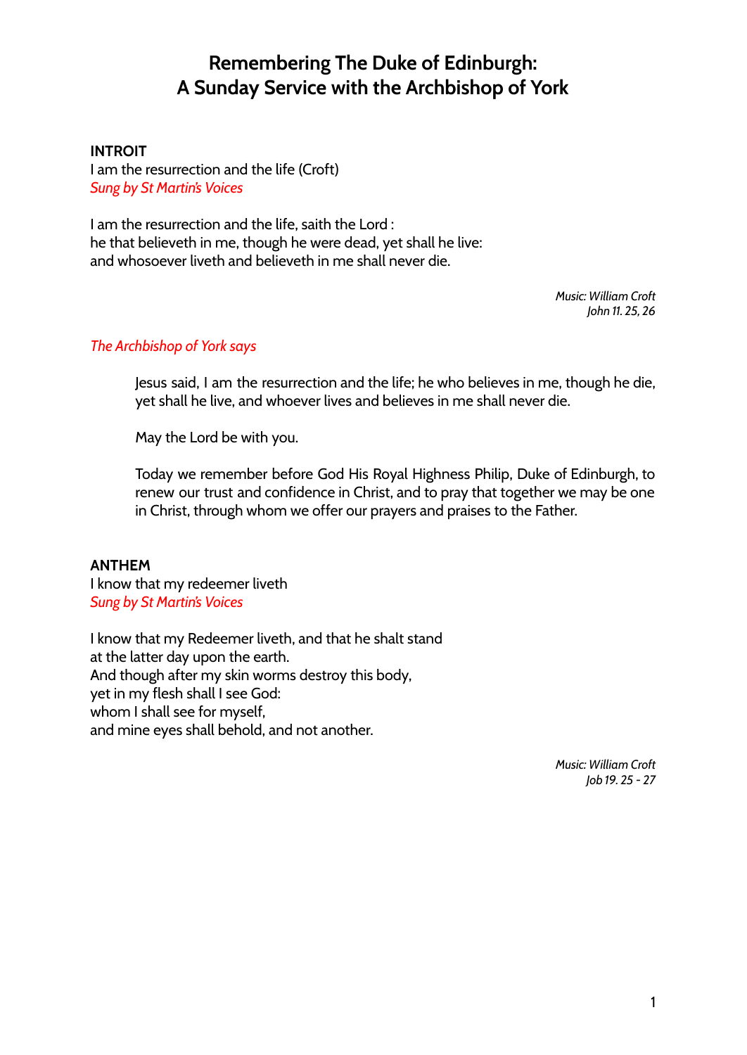# Remembering The Duke of Edinburgh:
# A Sunday Service with the Archbishop of York

**INTROIT**
I am the resurrection and the life (Croft)
*Sung by St Martin's Voices*

I am the resurrection and the life, saith the Lord :
he that believeth in me, though he were dead, yet shall he live:
and whosoever liveth and believeth in me shall never die.

*Music: William Croft*
*John 11. 25, 26*

*The Archbishop of York says*

Jesus said, I am the resurrection and the life; he who believes in me, though he die, yet shall he live, and whoever lives and believes in me shall never die.

May the Lord be with you.

Today we remember before God His Royal Highness Philip, Duke of Edinburgh, to renew our trust and confidence in Christ, and to pray that together we may be one in Christ, through whom we offer our prayers and praises to the Father.

**ANTHEM**
I know that my redeemer liveth
*Sung by St Martin's Voices*

I know that my Redeemer liveth, and that he shalt stand
at the latter day upon the earth.
And though after my skin worms destroy this body,
yet in my flesh shall I see God:
whom I shall see for myself,
and mine eyes shall behold, and not another.

*Music: William Croft*
*Job 19. 25 - 27*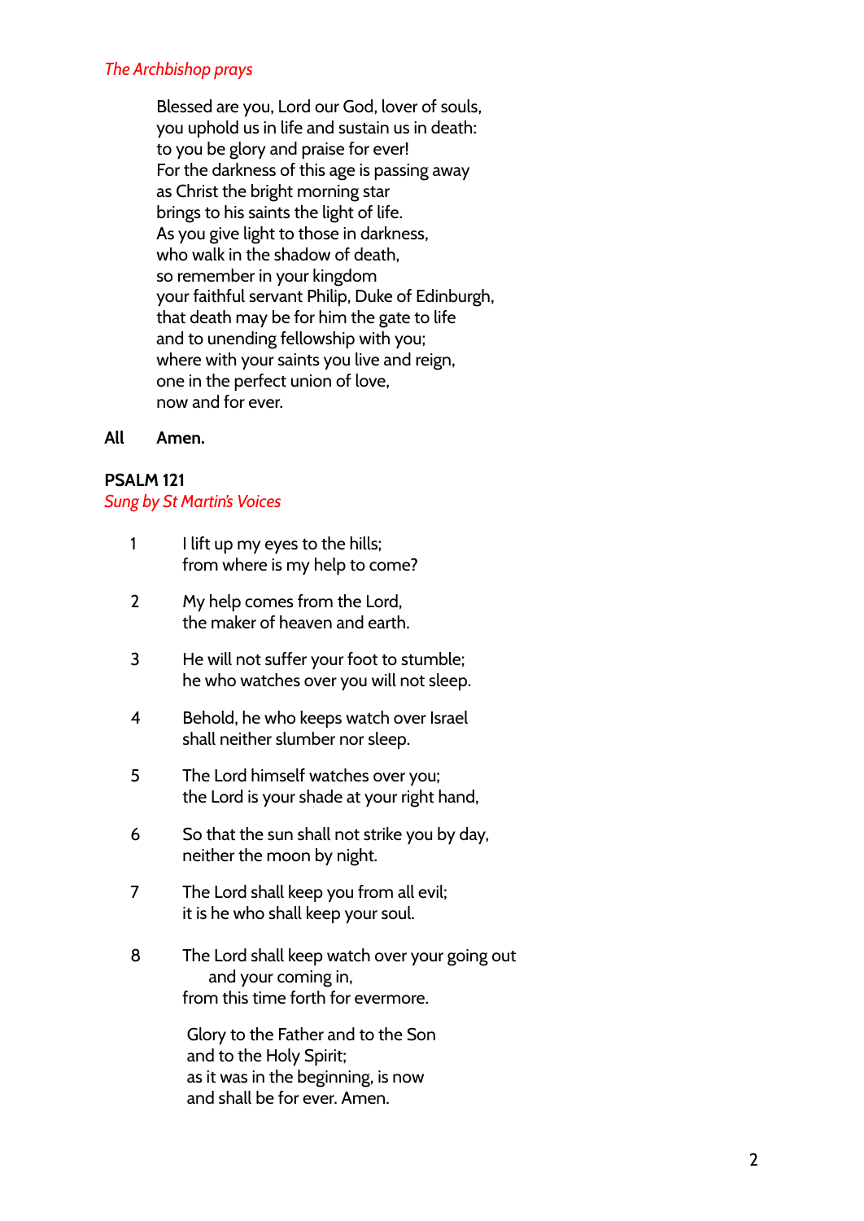*The Archbishop prays*

Blessed are you, Lord our God, lover of souls,
you uphold us in life and sustain us in death:
to you be glory and praise for ever!
For the darkness of this age is passing away
as Christ the bright morning star
brings to his saints the light of life.
As you give light to those in darkness,
who walk in the shadow of death,
so remember in your kingdom
your faithful servant Philip, Duke of Edinburgh,
that death may be for him the gate to life
and to unending fellowship with you;
where with your saints you live and reign,
one in the perfect union of love,
now and for ever.

**All Amen.**

**PSALM 121**

*Sung by St Martin's Voices*

1 I lift up my eyes to the hills;
from where is my help to come?

2 My help comes from the Lord,
the maker of heaven and earth.

3 He will not suffer your foot to stumble;
he who watches over you will not sleep.

4 Behold, he who keeps watch over Israel
shall neither slumber nor sleep.

5 The Lord himself watches over you;
the Lord is your shade at your right hand,

6 So that the sun shall not strike you by day,
neither the moon by night.

7 The Lord shall keep you from all evil;
it is he who shall keep your soul.

8 The Lord shall keep watch over your going out
and your coming in,
from this time forth for evermore.

Glory to the Father and to the Son
and to the Holy Spirit;
as it was in the beginning, is now
and shall be for ever. Amen.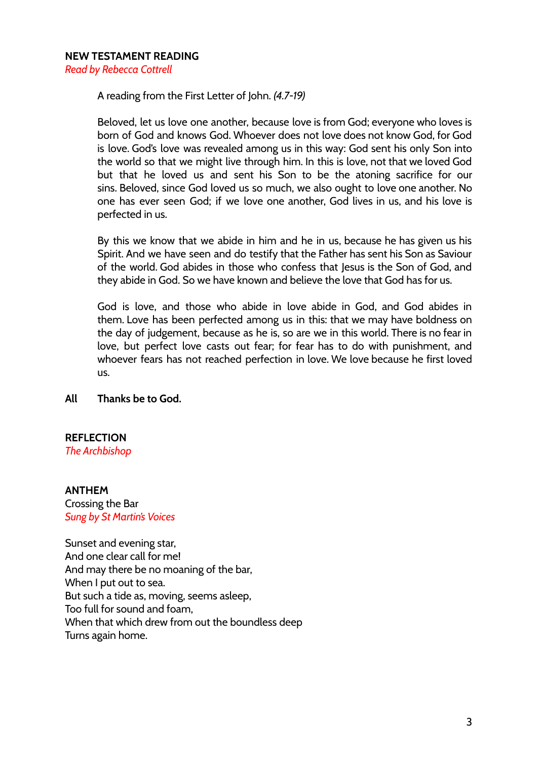## NEW TESTAMENT READING

*Read by Rebecca Cottrell*

A reading from the First Letter of John. *(4.7-19)*

Beloved, let us love one another, because love is from God; everyone who loves is born of God and knows God. Whoever does not love does not know God, for God is love. God's love was revealed among us in this way: God sent his only Son into the world so that we might live through him. In this is love, not that we loved God but that he loved us and sent his Son to be the atoning sacrifice for our sins. Beloved, since God loved us so much, we also ought to love one another. No one has ever seen God; if we love one another, God lives in us, and his love is perfected in us.

By this we know that we abide in him and he in us, because he has given us his Spirit. And we have seen and do testify that the Father has sent his Son as Saviour of the world. God abides in those who confess that Jesus is the Son of God, and they abide in God. So we have known and believe the love that God has for us.

God is love, and those who abide in love abide in God, and God abides in them. Love has been perfected among us in this: that we may have boldness on the day of judgement, because as he is, so are we in this world. There is no fear in love, but perfect love casts out fear; for fear has to do with punishment, and whoever fears has not reached perfection in love. We love because he first loved us.

**All Thanks be to God.**

## REFLECTION

*The Archbishop*

## ANTHEM

Crossing the Bar

*Sung by St Martin's Voices*

Sunset and evening star,  
And one clear call for me!  
And may there be no moaning of the bar,  
When I put out to sea.  
But such a tide as, moving, seems asleep,  
Too full for sound and foam,  
When that which drew from out the boundless deep  
Turns again home.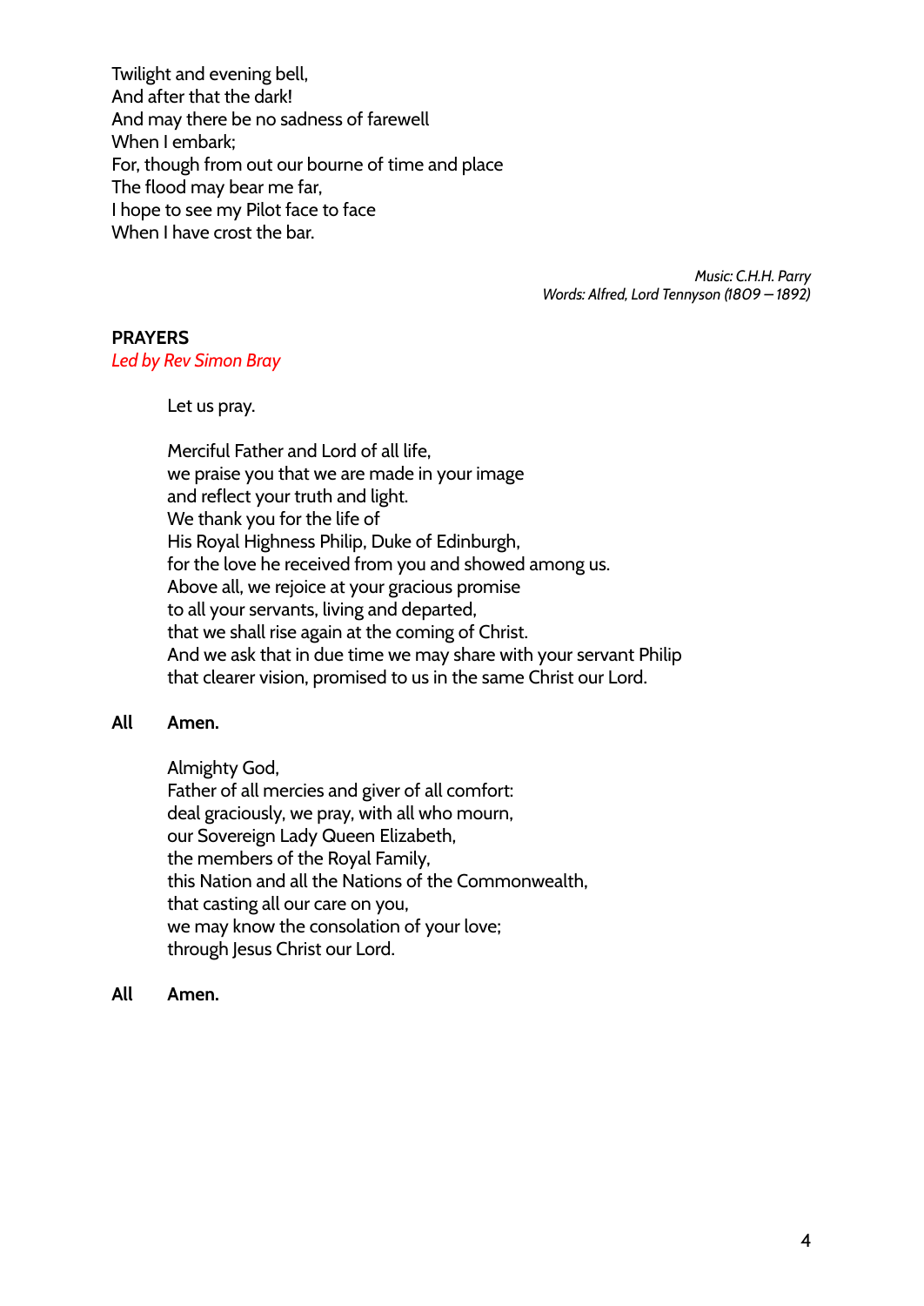Twilight and evening bell,
And after that the dark!
And may there be no sadness of farewell
When I embark;
For, though from out our bourne of time and place
The flood may bear me far,
I hope to see my Pilot face to face
When I have crost the bar.

*Music: C.H.H. Parry*
*Words: Alfred, Lord Tennyson (1809 – 1892)*

**PRAYERS**
*Led by Rev Simon Bray*

Let us pray.

Merciful Father and Lord of all life,
we praise you that we are made in your image
and reflect your truth and light.
We thank you for the life of
His Royal Highness Philip, Duke of Edinburgh,
for the love he received from you and showed among us.
Above all, we rejoice at your gracious promise
to all your servants, living and departed,
that we shall rise again at the coming of Christ.
And we ask that in due time we may share with your servant Philip
that clearer vision, promised to us in the same Christ our Lord.

**All** **Amen.**

Almighty God,
Father of all mercies and giver of all comfort:
deal graciously, we pray, with all who mourn,
our Sovereign Lady Queen Elizabeth,
the members of the Royal Family,
this Nation and all the Nations of the Commonwealth,
that casting all our care on you,
we may know the consolation of your love;
through Jesus Christ our Lord.

**All** **Amen.**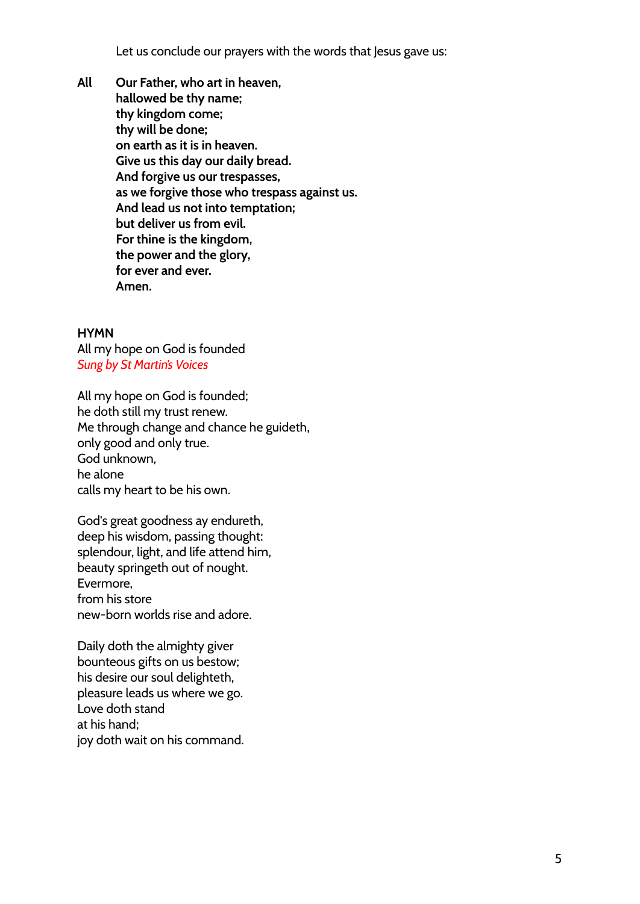Let us conclude our prayers with the words that Jesus gave us:

**All** **Our Father, who art in heaven,**  
**hallowed be thy name;**  
**thy kingdom come;**  
**thy will be done;**  
**on earth as it is in heaven.**  
**Give us this day our daily bread.**  
**And forgive us our trespasses,**  
**as we forgive those who trespass against us.**  
**And lead us not into temptation;**  
**but deliver us from evil.**  
**For thine is the kingdom,**  
**the power and the glory,**  
**for ever and ever.**  
**Amen.**

**HYMN**  
All my hope on God is founded  
*Sung by St Martin's Voices*

All my hope on God is founded;  
he doth still my trust renew.  
Me through change and chance he guideth,  
only good and only true.  
God unknown,  
he alone  
calls my heart to be his own.

God's great goodness ay endureth,  
deep his wisdom, passing thought:  
splendour, light, and life attend him,  
beauty springeth out of nought.  
Evermore,  
from his store  
new-born worlds rise and adore.

Daily doth the almighty giver  
bounteous gifts on us bestow;  
his desire our soul delighteth,  
pleasure leads us where we go.  
Love doth stand  
at his hand;  
joy doth wait on his command.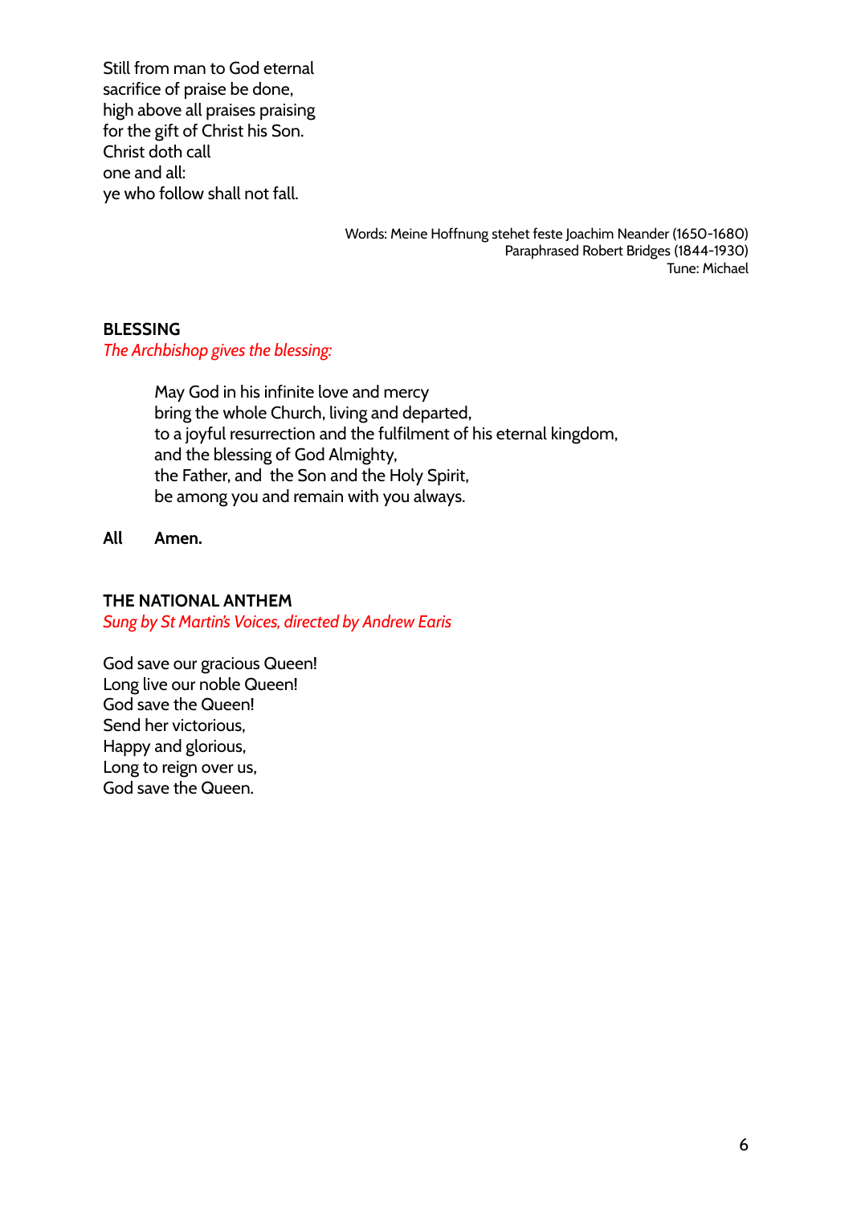Still from man to God eternal
sacrifice of praise be done,
high above all praises praising
for the gift of Christ his Son.
Christ doth call
one and all:
ye who follow shall not fall.

Words: Meine Hoffnung stehet feste Joachim Neander (1650-1680)
Paraphrased Robert Bridges (1844-1930)
Tune: Michael

## BLESSING

*The Archbishop gives the blessing:*

May God in his infinite love and mercy
bring the whole Church, living and departed,
to a joyful resurrection and the fulfilment of his eternal kingdom,
and the blessing of God Almighty,
the Father, and the Son and the Holy Spirit,
be among you and remain with you always.

**All Amen.**

## THE NATIONAL ANTHEM

*Sung by St Martin's Voices, directed by Andrew Earis*

God save our gracious Queen!
Long live our noble Queen!
God save the Queen!
Send her victorious,
Happy and glorious,
Long to reign over us,
God save the Queen.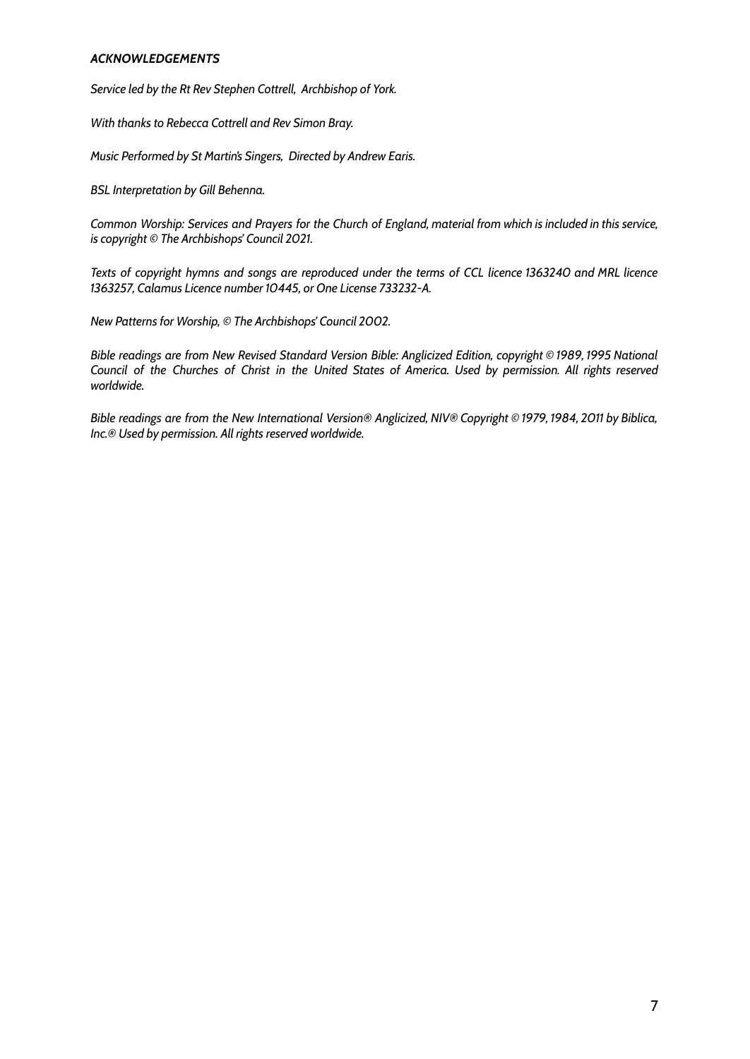### *ACKNOWLEDGEMENTS*

*Service led by the Rt Rev Stephen Cottrell, Archbishop of York.*

*With thanks to Rebecca Cottrell and Rev Simon Bray.*

*Music Performed by St Martin's Singers, Directed by Andrew Earis.*

*BSL Interpretation by Gill Behenna.*

*Common Worship: Services and Prayers for the Church of England, material from which is included in this service, is copyright © The Archbishops' Council 2021.*

*Texts of copyright hymns and songs are reproduced under the terms of CCL licence 1363240 and MRL licence 1363257, Calamus Licence number 10445, or One License 733232-A.*

*New Patterns for Worship, © The Archbishops' Council 2002.*

*Bible readings are from New Revised Standard Version Bible: Anglicized Edition, copyright © 1989, 1995 National Council of the Churches of Christ in the United States of America. Used by permission. All rights reserved worldwide.*

*Bible readings are from the New International Version® Anglicized, NIV® Copyright © 1979, 1984, 2011 by Biblica, Inc.® Used by permission. All rights reserved worldwide.*